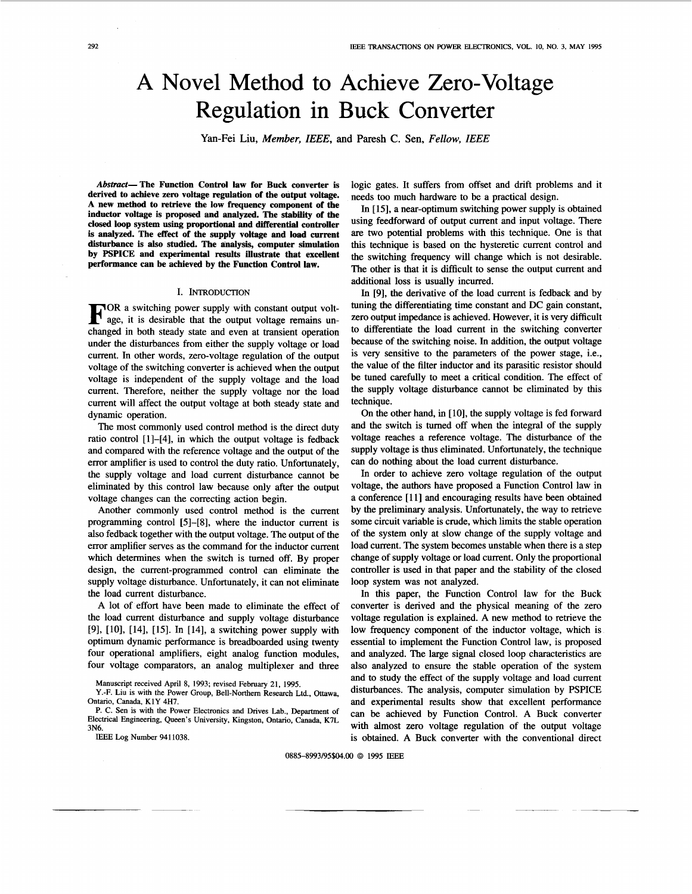# A Novel Method to Achieve Zero-Voltage Regulation in Buck Converter

Yan-Fei Liu, *Member, IEEE*, and Paresh C. Sen, *Fellow, IEEE*

***Abstract*— The Function Control law for Buck converter is derived to achieve zero voltage regulation of the output voltage. A new method to retrieve the low frequency component of the inductor voltage is proposed and analyzed. The stability of the closed loop system using proportional and differential controller is analyzed. The effect of the supply voltage and load current disturbance is also studied. The analysis, computer simulation by PSPICE and experimental results illustrate that excellent performance can be achieved by the Function Control law.**

## I. Introduction

For a switching power supply with constant output voltage, it is desirable that the output voltage remains unchanged in both steady state and even at transient operation under the disturbances from either the supply voltage or load current. In other words, zero-voltage regulation of the output voltage of the switching converter is achieved when the output voltage is independent of the supply voltage and the load current. Therefore, neither the supply voltage nor the load current will affect the output voltage at both steady state and dynamic operation.

The most commonly used control method is the direct duty ratio control [1]–[4], in which the output voltage is fedback and compared with the reference voltage and the output of the error amplifier is used to control the duty ratio. Unfortunately, the supply voltage and load current disturbance cannot be eliminated by this control law because only after the output voltage changes can the correcting action begin.

Another commonly used control method is the current programming control [5]–[8], where the inductor current is also fedback together with the output voltage. The output of the error amplifier serves as the command for the inductor current which determines when the switch is turned off. By proper design, the current-programmed control can eliminate the supply voltage disturbance. Unfortunately, it can not eliminate the load current disturbance.

A lot of effort have been made to eliminate the effect of the load current disturbance and supply voltage disturbance [9], [10], [14], [15]. In [14], a switching power supply with optimum dynamic performance is breadboarded using twenty four operational amplifiers, eight analog function modules, four voltage comparators, an analog multiplexer and three logic gates. It suffers from offset and drift problems and it needs too much hardware to be a practical design.

In [15], a near-optimum switching power supply is obtained using feedforward of output current and input voltage. There are two potential problems with this technique. One is that this technique is based on the hysteretic current control and the switching frequency will change which is not desirable. The other is that it is difficult to sense the output current and additional loss is usually incurred.

In [9], the derivative of the load current is fedback and by tuning the differentiating time constant and DC gain constant, zero output impedance is achieved. However, it is very difficult to differentiate the load current in the switching converter because of the switching noise. In addition, the output voltage is very sensitive to the parameters of the power stage, i.e., the value of the filter inductor and its parasitic resistor should be tuned carefully to meet a critical condition. The effect of the supply voltage disturbance cannot be eliminated by this technique.

On the other hand, in [10], the supply voltage is fed forward and the switch is turned off when the integral of the supply voltage reaches a reference voltage. The disturbance of the supply voltage is thus eliminated. Unfortunately, the technique can do nothing about the load current disturbance.

In order to achieve zero voltage regulation of the output voltage, the authors have proposed a Function Control law in a conference [11] and encouraging results have been obtained by the preliminary analysis. Unfortunately, the way to retrieve some circuit variable is crude, which limits the stable operation of the system only at slow change of the supply voltage and load current. The system becomes unstable when there is a step change of supply voltage or load current. Only the proportional controller is used in that paper and the stability of the closed loop system was not analyzed.

In this paper, the Function Control law for the Buck converter is derived and the physical meaning of the zero voltage regulation is explained. A new method to retrieve the low frequency component of the inductor voltage, which is essential to implement the Function Control law, is proposed and analyzed. The large signal closed loop characteristics are also analyzed to ensure the stable operation of the system and to study the effect of the supply voltage and load current disturbances. The analysis, computer simulation by PSPICE and experimental results show that excellent performance can be achieved by Function Control. A Buck converter with almost zero voltage regulation of the output voltage is obtained. A Buck converter with the conventional direct

Manuscript received April 8, 1993; revised February 21, 1995.

Y.-F. Liu is with the Power Group, Bell-Northern Research Ltd., Ottawa, Ontario, Canada, K1Y 4H7.

P. C. Sen is with the Power Electronics and Drives Lab., Department of Electrical Engineering, Queen's University, Kingston, Ontario, Canada, K7L 3N6.

IEEE Log Number 9411038.

0885-8993/95$04.00 © 1995 IEEE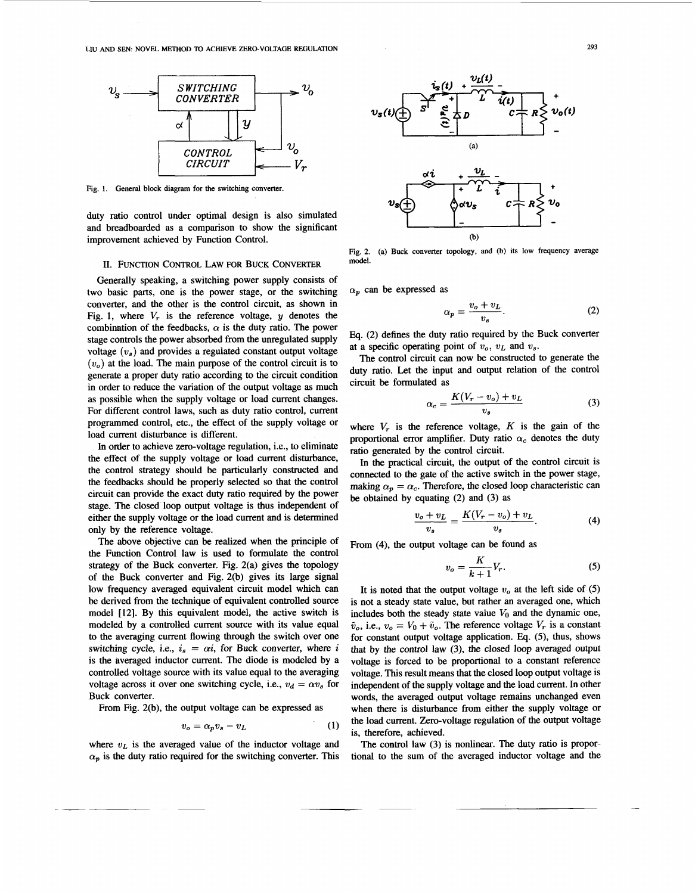Fig. 1. General block diagram for the switching converter.

duty ratio control under optimal design is also simulated and breadboarded as a comparison to show the significant improvement achieved by Function Control.

## II. Function Control Law for Buck Converter

Generally speaking, a switching power supply consists of two basic parts, one is the power stage, or the switching converter, and the other is the control circuit, as shown in Fig. 1, where $V_r$ is the reference voltage, $y$ denotes the combination of the feedbacks, $\alpha$ is the duty ratio. The power stage controls the power absorbed from the unregulated supply voltage ($v_s$) and provides a regulated constant output voltage ($v_o$) at the load. The main purpose of the control circuit is to generate a proper duty ratio according to the circuit condition in order to reduce the variation of the output voltage as much as possible when the supply voltage or load current changes. For different control laws, such as duty ratio control, current programmed control, etc., the effect of the supply voltage or load current disturbance is different.

In order to achieve zero-voltage regulation, i.e., to eliminate the effect of the supply voltage or load current disturbance, the control strategy should be particularly constructed and the feedbacks should be properly selected so that the control circuit can provide the exact duty ratio required by the power stage. The closed loop output voltage is thus independent of either the supply voltage or the load current and is determined only by the reference voltage.

The above objective can be realized when the principle of the Function Control law is used to formulate the control strategy of the Buck converter. Fig. 2(a) gives the topology of the Buck converter and Fig. 2(b) gives its large signal low frequency averaged equivalent circuit model which can be derived from the technique of equivalent controlled source model [12]. By this equivalent model, the active switch is modeled by a controlled current source with its value equal to the averaging current flowing through the switch over one switching cycle, i.e., $i_s = \alpha i$, for Buck converter, where $i$ is the averaged inductor current. The diode is modeled by a controlled voltage source with its value equal to the averaging voltage across it over one switching cycle, i.e., $v_d = \alpha v_s$ for Buck converter.

From Fig. 2(b), the output voltage can be expressed as

$$v_o = \alpha_p v_s - v_L \tag{1}$$

where $v_L$ is the averaged value of the inductor voltage and $\alpha_p$ is the duty ratio required for the switching converter. This

Fig. 2. (a) Buck converter topology, and (b) its low frequency average model.

$\alpha_p$ can be expressed as

$$\alpha_p = \frac{v_o + v_L}{v_s}. \tag{2}$$

Eq. (2) defines the duty ratio required by the Buck converter at a specific operating point of $v_o$, $v_L$ and $v_s$.

The control circuit can now be constructed to generate the duty ratio. Let the input and output relation of the control circuit be formulated as

$$\alpha_c = \frac{K(V_r - v_o) + v_L}{v_s} \tag{3}$$

where $V_r$ is the reference voltage, $K$ is the gain of the proportional error amplifier. Duty ratio $\alpha_c$ denotes the duty ratio generated by the control circuit.

In the practical circuit, the output of the control circuit is connected to the gate of the active switch in the power stage, making $\alpha_p = \alpha_c$. Therefore, the closed loop characteristic can be obtained by equating (2) and (3) as

$$\frac{v_o + v_L}{v_s} = \frac{K(V_r - v_o) + v_L}{v_s}. \tag{4}$$

From (4), the output voltage can be found as

$$v_o = \frac{K}{k+1} V_r. \tag{5}$$

It is noted that the output voltage $v_o$ at the left side of (5) is not a steady state value, but rather an averaged one, which includes both the steady state value $V_0$ and the dynamic one, $\tilde{v}_o$, i.e., $v_o = V_0 + \tilde{v}_o$. The reference voltage $V_r$ is a constant for constant output voltage application. Eq. (5), thus, shows that by the control law (3), the closed loop averaged output voltage is forced to be proportional to a constant reference voltage. This result means that the closed loop output voltage is independent of the supply voltage and the load current. In other words, the averaged output voltage remains unchanged even when there is disturbance from either the supply voltage or the load current. Zero-voltage regulation of the output voltage is, therefore, achieved.

The control law (3) is nonlinear. The duty ratio is proportional to the sum of the averaged inductor voltage and the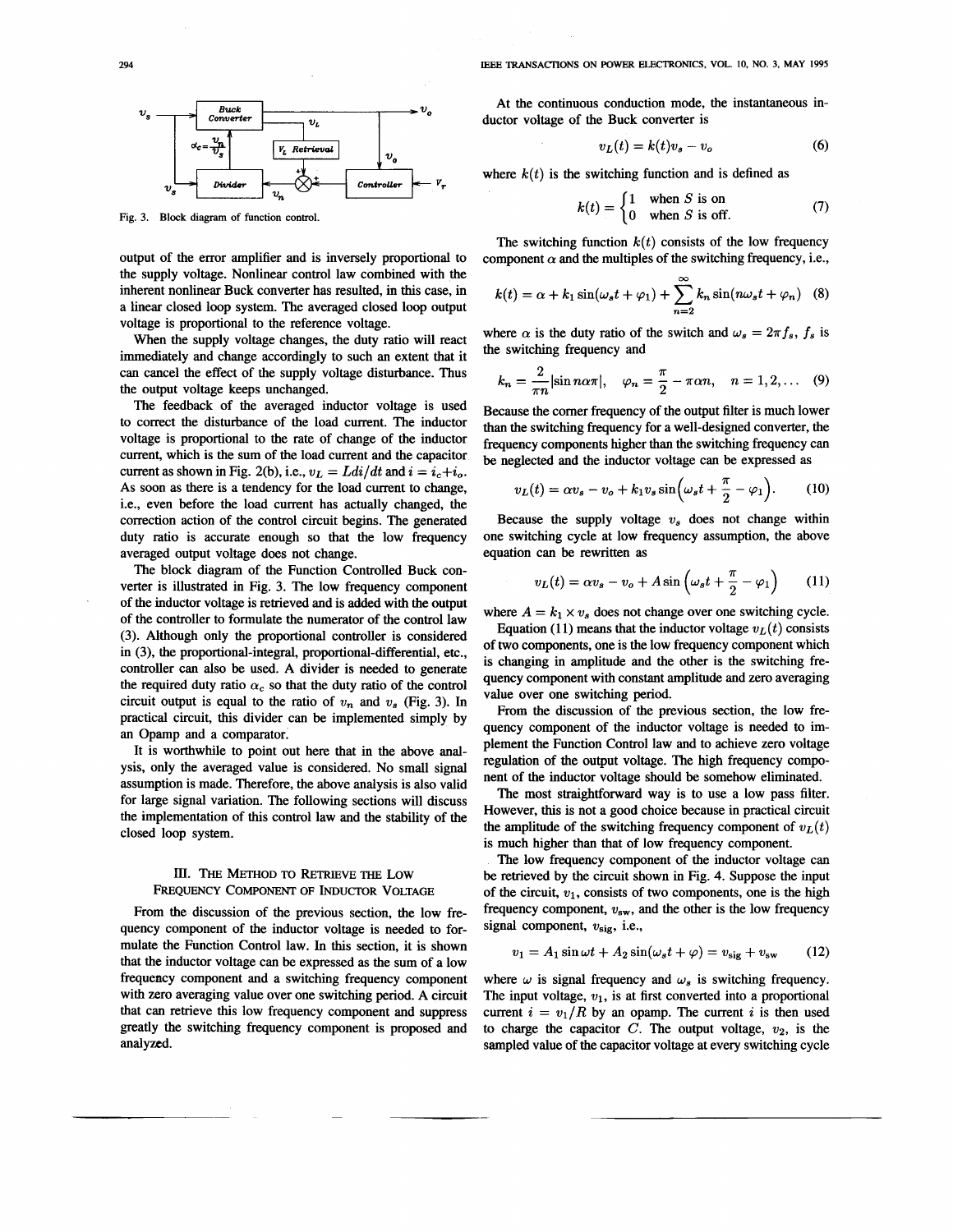Fig. 3. Block diagram of function control.

output of the error amplifier and is inversely proportional to the supply voltage. Nonlinear control law combined with the inherent nonlinear Buck converter has resulted, in this case, in a linear closed loop system. The averaged closed loop output voltage is proportional to the reference voltage.

When the supply voltage changes, the duty ratio will react immediately and change accordingly to such an extent that it can cancel the effect of the supply voltage disturbance. Thus the output voltage keeps unchanged.

The feedback of the averaged inductor voltage is used to correct the disturbance of the load current. The inductor voltage is proportional to the rate of change of the inductor current, which is the sum of the load current and the capacitor current as shown in Fig. 2(b), i.e., $v_L = Ldi/dt$ and $i = i_c + i_o$. As soon as there is a tendency for the load current to change, i.e., even before the load current has actually changed, the correction action of the control circuit begins. The generated duty ratio is accurate enough so that the low frequency averaged output voltage does not change.

The block diagram of the Function Controlled Buck converter is illustrated in Fig. 3. The low frequency component of the inductor voltage is retrieved and is added with the output of the controller to formulate the numerator of the control law (3). Although only the proportional controller is considered in (3), the proportional-integral, proportional-differential, etc., controller can also be used. A divider is needed to generate the required duty ratio $\alpha_c$ so that the duty ratio of the control circuit output is equal to the ratio of $v_n$ and $v_s$ (Fig. 3). In practical circuit, this divider can be implemented simply by an Opamp and a comparator.

It is worthwhile to point out here that in the above analysis, only the averaged value is considered. No small signal assumption is made. Therefore, the above analysis is also valid for large signal variation. The following sections will discuss the implementation of this control law and the stability of the closed loop system.

## III. The Method to Retrieve the Low Frequency Component of Inductor Voltage

From the discussion of the previous section, the low frequency component of the inductor voltage is needed to formulate the Function Control law. In this section, it is shown that the inductor voltage can be expressed as the sum of a low frequency component and a switching frequency component with zero averaging value over one switching period. A circuit that can retrieve this low frequency component and suppress greatly the switching frequency component is proposed and analyzed.

At the continuous conduction mode, the instantaneous inductor voltage of the Buck converter is

$$v_L(t) = k(t)v_s - v_o \tag{6}$$

where $k(t)$ is the switching function and is defined as

$$k(t) = \begin{cases} 1 & \text{when } S \text{ is on} \\ 0 & \text{when } S \text{ is off.} \end{cases} \tag{7}$$

The switching function $k(t)$ consists of the low frequency component $\alpha$ and the multiples of the switching frequency, i.e.,

$$k(t) = \alpha + k_1 \sin(\omega_s t + \varphi_1) + \sum_{n=2}^{\infty} k_n \sin(n\omega_s t + \varphi_n) \tag{8}$$

where $\alpha$ is the duty ratio of the switch and $\omega_s = 2\pi f_s$, $f_s$ is the switching frequency and

$$k_n = \frac{2}{\pi n}|\sin n\alpha\pi|, \quad \varphi_n = \frac{\pi}{2} - \pi\alpha n, \quad n = 1, 2, \ldots \tag{9}$$

Because the corner frequency of the output filter is much lower than the switching frequency for a well-designed converter, the frequency components higher than the switching frequency can be neglected and the inductor voltage can be expressed as

$$v_L(t) = \alpha v_s - v_o + k_1 v_s \sin\left(\omega_s t + \frac{\pi}{2} - \varphi_1\right). \tag{10}$$

Because the supply voltage $v_s$ does not change within one switching cycle at low frequency assumption, the above equation can be rewritten as

$$v_L(t) = \alpha v_s - v_o + A \sin\left(\omega_s t + \frac{\pi}{2} - \varphi_1\right) \tag{11}$$

where $A = k_1 \times v_s$ does not change over one switching cycle.

Equation (11) means that the inductor voltage $v_L(t)$ consists of two components, one is the low frequency component which is changing in amplitude and the other is the switching frequency component with constant amplitude and zero averaging value over one switching period.

From the discussion of the previous section, the low frequency component of the inductor voltage is needed to implement the Function Control law and to achieve zero voltage regulation of the output voltage. The high frequency component of the inductor voltage should be somehow eliminated.

The most straightforward way is to use a low pass filter. However, this is not a good choice because in practical circuit the amplitude of the switching frequency component of $v_L(t)$ is much higher than that of low frequency component.

The low frequency component of the inductor voltage can be retrieved by the circuit shown in Fig. 4. Suppose the input of the circuit, $v_1$, consists of two components, one is the high frequency component, $v_{\text{sw}}$, and the other is the low frequency signal component, $v_{\text{sig}}$, i.e.,

$$v_1 = A_1 \sin \omega t + A_2 \sin(\omega_s t + \varphi) = v_{\text{sig}} + v_{\text{sw}} \tag{12}$$

where $\omega$ is signal frequency and $\omega_s$ is switching frequency. The input voltage, $v_1$, is at first converted into a proportional current $i = v_1/R$ by an opamp. The current $i$ is then used to charge the capacitor $C$. The output voltage, $v_2$, is the sampled value of the capacitor voltage at every switching cycle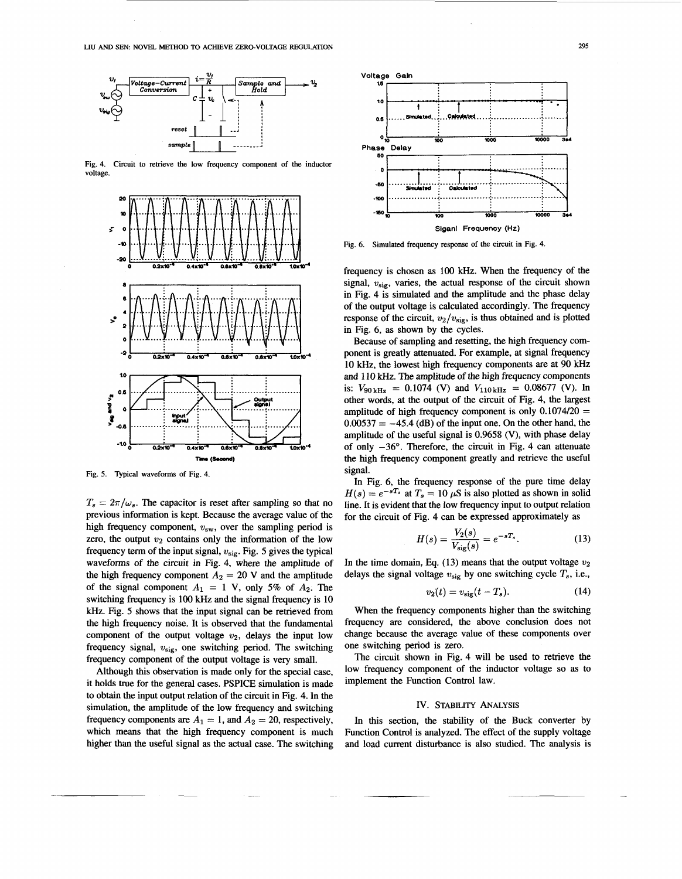Fig. 4. Circuit to retrieve the low frequency component of the inductor voltage.

Fig. 5. Typical waveforms of Fig. 4.

$T_s = 2\pi/\omega_s$. The capacitor is reset after sampling so that no previous information is kept. Because the average value of the high frequency component, $v_{sw}$, over the sampling period is zero, the output $v_2$ contains only the information of the low frequency term of the input signal, $v_{sig}$. Fig. 5 gives the typical waveforms of the circuit in Fig. 4, where the amplitude of the high frequency component $A_2 = 20$ V and the amplitude of the signal component $A_1 = 1$ V, only 5% of $A_2$. The switching frequency is 100 kHz and the signal frequency is 10 kHz. Fig. 5 shows that the input signal can be retrieved from the high frequency noise. It is observed that the fundamental component of the output voltage $v_2$, delays the input low frequency signal, $v_{sig}$, one switching period. The switching frequency component of the output voltage is very small.

Although this observation is made only for the special case, it holds true for the general cases. PSPICE simulation is made to obtain the input output relation of the circuit in Fig. 4. In the simulation, the amplitude of the low frequency and switching frequency components are $A_1 = 1$, and $A_2 = 20$, respectively, which means that the high frequency component is much higher than the useful signal as the actual case. The switching frequency is chosen as 100 kHz. When the frequency of the signal, $v_{sig}$, varies, the actual response of the circuit shown in Fig. 4 is simulated and the amplitude and the phase delay of the output voltage is calculated accordingly. The frequency response of the circuit, $v_2/v_{sig}$, is thus obtained and is plotted in Fig. 6, as shown by the cycles.

Fig. 6. Simulated frequency response of the circuit in Fig. 4.

Because of sampling and resetting, the high frequency component is greatly attenuated. For example, at signal frequency 10 kHz, the lowest high frequency components are at 90 kHz and 110 kHz. The amplitude of the high frequency components is: $V_{90\,\text{kHz}} = 0.1074$ (V) and $V_{110\,\text{kHz}} = 0.08677$ (V). In other words, at the output of the circuit of Fig. 4, the largest amplitude of high frequency component is only $0.1074/20 = 0.00537 = -45.4$ (dB) of the input one. On the other hand, the amplitude of the useful signal is 0.9658 (V), with phase delay of only $-36°$. Therefore, the circuit in Fig. 4 can attenuate the high frequency component greatly and retrieve the useful signal.

In Fig. 6, the frequency response of the pure time delay $H(s) = e^{-sT_s}$ at $T_s = 10$ $\mu$S is also plotted as shown in solid line. It is evident that the low frequency input to output relation for the circuit of Fig. 4 can be expressed approximately as

$$H(s) = \frac{V_2(s)}{V_{\text{sig}}(s)} = e^{-sT_s}. \tag{13}$$

In the time domain, Eq. (13) means that the output voltage $v_2$ delays the signal voltage $v_{sig}$ by one switching cycle $T_s$, i.e.,

$$v_2(t) = v_{\text{sig}}(t - T_s). \tag{14}$$

When the frequency components higher than the switching frequency are considered, the above conclusion does not change because the average value of these components over one switching period is zero.

The circuit shown in Fig. 4 will be used to retrieve the low frequency component of the inductor voltage so as to implement the Function Control law.

## IV. Stability Analysis

In this section, the stability of the Buck converter by Function Control is analyzed. The effect of the supply voltage and load current disturbance is also studied. The analysis is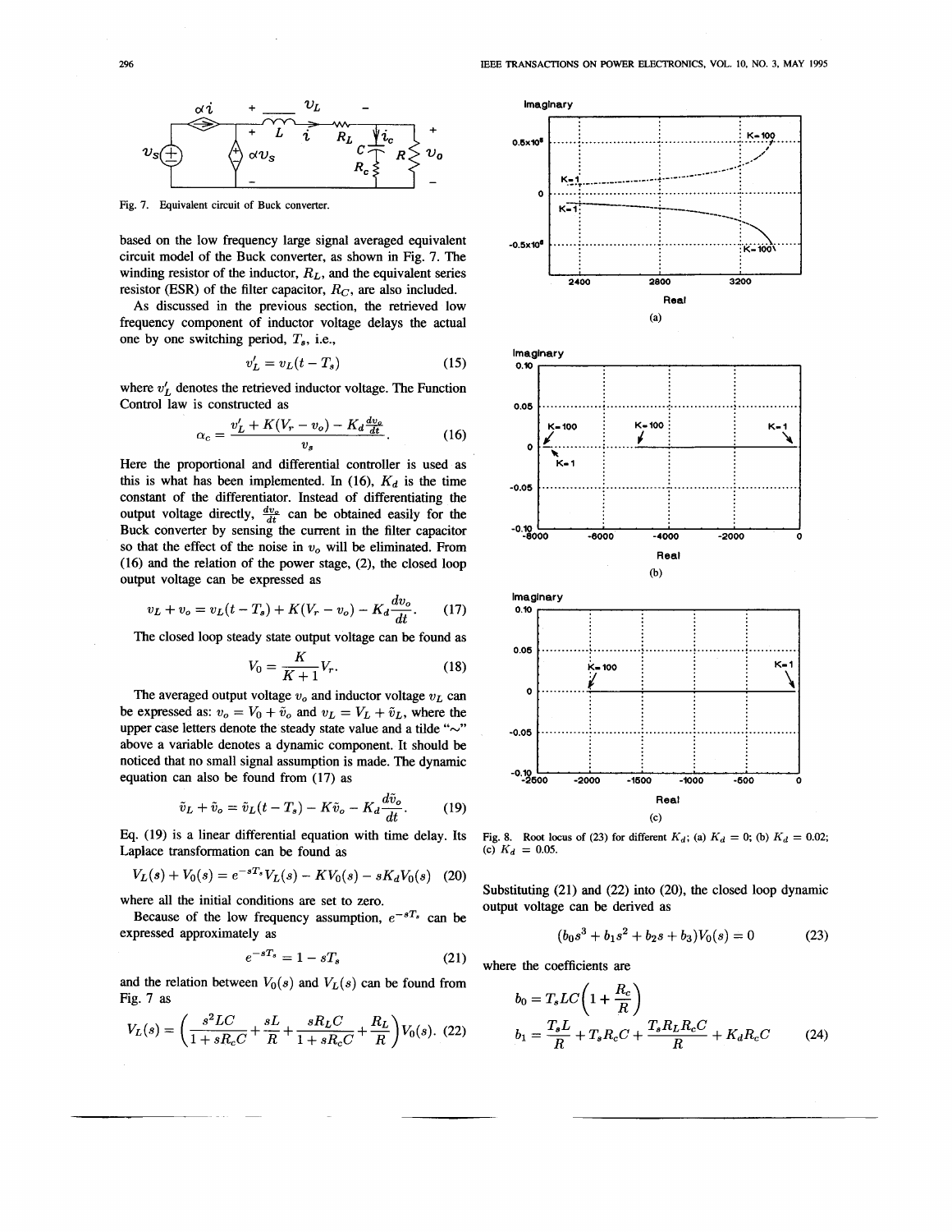Fig. 7. Equivalent circuit of Buck converter.

based on the low frequency large signal averaged equivalent circuit model of the Buck converter, as shown in Fig. 7. The winding resistor of the inductor, $R_L$, and the equivalent series resistor (ESR) of the filter capacitor, $R_C$, are also included.

As discussed in the previous section, the retrieved low frequency component of inductor voltage delays the actual one by one switching period, $T_s$, i.e.,

$$v_L' = v_L(t - T_s) \tag{15}$$

where $v_L'$ denotes the retrieved inductor voltage. The Function Control law is constructed as

$$\alpha_c = \frac{v_L' + K(V_r - v_o) - K_d \frac{dv_o}{dt}}{v_s}. \tag{16}$$

Here the proportional and differential controller is used as this is what has been implemented. In (16), $K_d$ is the time constant of the differentiator. Instead of differentiating the output voltage directly, $\frac{dv_o}{dt}$ can be obtained easily for the Buck converter by sensing the current in the filter capacitor so that the effect of the noise in $v_o$ will be eliminated. From (16) and the relation of the power stage, (2), the closed loop output voltage can be expressed as

$$v_L + v_o = v_L(t - T_s) + K(V_r - v_o) - K_d \frac{dv_o}{dt}. \tag{17}$$

The closed loop steady state output voltage can be found as

$$V_O = \frac{K}{K+1} V_r. \tag{18}$$

The averaged output voltage $v_o$ and inductor voltage $v_L$ can be expressed as: $v_o = V_O + \tilde{v}_o$ and $v_L = V_L + \tilde{v}_L$, where the upper case letters denote the steady state value and a tilde "$\sim$" above a variable denotes a dynamic component. It should be noticed that no small signal assumption is made. The dynamic equation can also be found from (17) as

$$\tilde{v}_L + \tilde{v}_o = \tilde{v}_L(t - T_s) - K\tilde{v}_o - K_d \frac{d\tilde{v}_o}{dt}. \tag{19}$$

Eq. (19) is a linear differential equation with time delay. Its Laplace transformation can be found as

$$V_L(s) + V_O(s) = e^{-sT_s} V_L(s) - KV_O(s) - sK_d V_O(s) \tag{20}$$

where all the initial conditions are set to zero.

Because of the low frequency assumption, $e^{-sT_s}$ can be expressed approximately as

$$e^{-sT_s} = 1 - sT_s \tag{21}$$

and the relation between $V_O(s)$ and $V_L(s)$ can be found from Fig. 7 as

$$V_L(s) = \left( \frac{s^2 LC}{1 + sR_cC} + \frac{sL}{R} + \frac{sR_LC}{1 + sR_cC} + \frac{R_L}{R} \right) V_O(s). \tag{22}$$

Fig. 8. Root locus of (23) for different $K_d$; (a) $K_d = 0$; (b) $K_d = 0.02$; (c) $K_d = 0.05$.

Substituting (21) and (22) into (20), the closed loop dynamic output voltage can be derived as

$$(b_0 s^3 + b_1 s^2 + b_2 s + b_3) V_O(s) = 0 \tag{23}$$

where the coefficients are

$$b_0 = T_s LC \left( 1 + \frac{R_c}{R} \right)$$

$$b_1 = \frac{T_s L}{R} + T_s R_c C + \frac{T_s R_L R_c C}{R} + K_d R_c C \tag{24}$$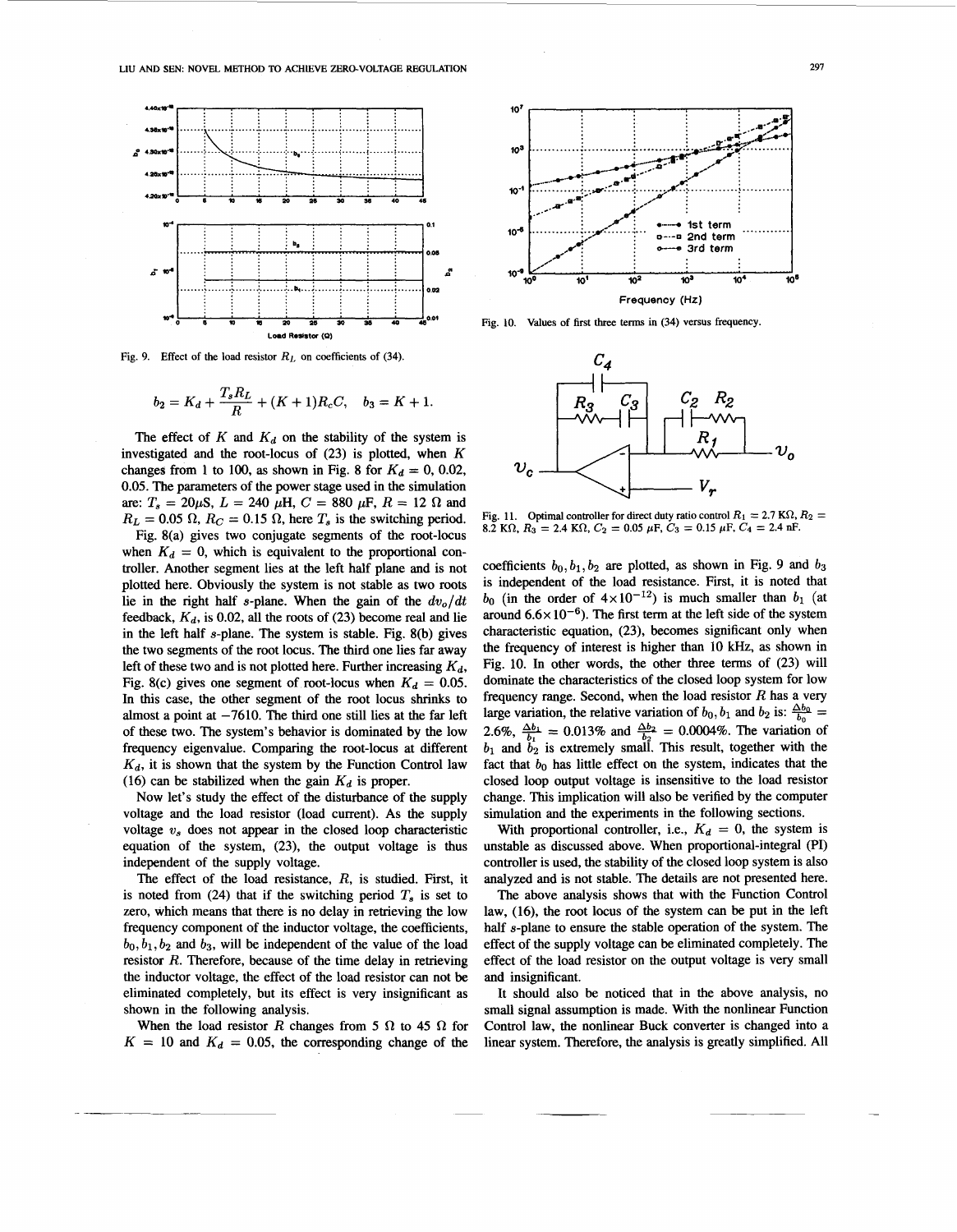Fig. 9. Effect of the load resistor $R_L$ on coefficients of (34).

$$b_2 = K_d + \frac{T_s R_L}{R} + (K+1)R_c C, \quad b_3 = K + 1.$$

The effect of $K$ and $K_d$ on the stability of the system is investigated and the root-locus of (23) is plotted, when $K$ changes from 1 to 100, as shown in Fig. 8 for $K_d = 0$, 0.02, 0.05. The parameters of the power stage used in the simulation are: $T_s = 20\mu$S, $L = 240$ $\mu$H, $C = 880$ $\mu$F, $R = 12$ $\Omega$ and $R_L = 0.05$ $\Omega$, $R_C = 0.15$ $\Omega$, here $T_s$ is the switching period.

Fig. 8(a) gives two conjugate segments of the root-locus when $K_d = 0$, which is equivalent to the proportional controller. Another segment lies at the left half plane and is not plotted here. Obviously the system is not stable as two roots lie in the right half $s$-plane. When the gain of the $dv_o/dt$ feedback, $K_d$, is 0.02, all the roots of (23) become real and lie in the left half $s$-plane. The system is stable. Fig. 8(b) gives the two segments of the root locus. The third one lies far away left of these two and is not plotted here. Further increasing $K_d$, Fig. 8(c) gives one segment of root-locus when $K_d = 0.05$. In this case, the other segment of the root locus shrinks to almost a point at $-7610$. The third one still lies at the far left of these two. The system's behavior is dominated by the low frequency eigenvalue. Comparing the root-locus at different $K_d$, it is shown that the system by the Function Control law (16) can be stabilized when the gain $K_d$ is proper.

Now let's study the effect of the disturbance of the supply voltage and the load resistor (load current). As the supply voltage $v_s$ does not appear in the closed loop characteristic equation of the system, (23), the output voltage is thus independent of the supply voltage.

The effect of the load resistance, $R$, is studied. First, it is noted from (24) that if the switching period $T_s$ is set to zero, which means that there is no delay in retrieving the low frequency component of the inductor voltage, the coefficients, $b_0, b_1, b_2$ and $b_3$, will be independent of the value of the load resistor $R$. Therefore, because of the time delay in retrieving the inductor voltage, the effect of the load resistor can not be eliminated completely, but its effect is very insignificant as shown in the following analysis.

When the load resistor $R$ changes from 5 $\Omega$ to 45 $\Omega$ for $K = 10$ and $K_d = 0.05$, the corresponding change of the coefficients $b_0, b_1, b_2$ are plotted, as shown in Fig. 9 and $b_3$ is independent of the load resistance. First, it is noted that $b_0$ (in the order of $4\times10^{-12}$) is much smaller than $b_1$ (at around $6.6\times10^{-6}$). The first term at the left side of the system characteristic equation, (23), becomes significant only when the frequency of interest is higher than 10 kHz, as shown in Fig. 10. In other words, the other three terms of (23) will dominate the characteristics of the closed loop system for low frequency range. Second, when the load resistor $R$ has a very large variation, the relative variation of $b_0, b_1$ and $b_2$ is: $\frac{\Delta b_0}{b_0} = 2.6\%$, $\frac{\Delta b_1}{b_1} = 0.013\%$ and $\frac{\Delta b_2}{b_2} = 0.0004\%$. The variation of $b_1$ and $b_2$ is extremely small. This result, together with the fact that $b_0$ has little effect on the system, indicates that the closed loop output voltage is insensitive to the load resistor change. This implication will also be verified by the computer simulation and the experiments in the following sections.

With proportional controller, i.e., $K_d = 0$, the system is unstable as discussed above. When proportional-integral (PI) controller is used, the stability of the closed loop system is also analyzed and is not stable. The details are not presented here.

The above analysis shows that with the Function Control law, (16), the root locus of the system can be put in the left half $s$-plane to ensure the stable operation of the system. The effect of the supply voltage can be eliminated completely. The effect of the load resistor on the output voltage is very small and insignificant.

It should also be noticed that in the above analysis, no small signal assumption is made. With the nonlinear Function Control law, the nonlinear Buck converter is changed into a linear system. Therefore, the analysis is greatly simplified. All

Fig. 10. Values of first three terms in (34) versus frequency.

Fig. 11. Optimal controller for direct duty ratio control $R_1 = 2.7$ K$\Omega$, $R_2 = 8.2$ K$\Omega$, $R_3 = 2.4$ K$\Omega$, $C_2 = 0.05$ $\mu$F, $C_3 = 0.15$ $\mu$F, $C_4 = 2.4$ nF.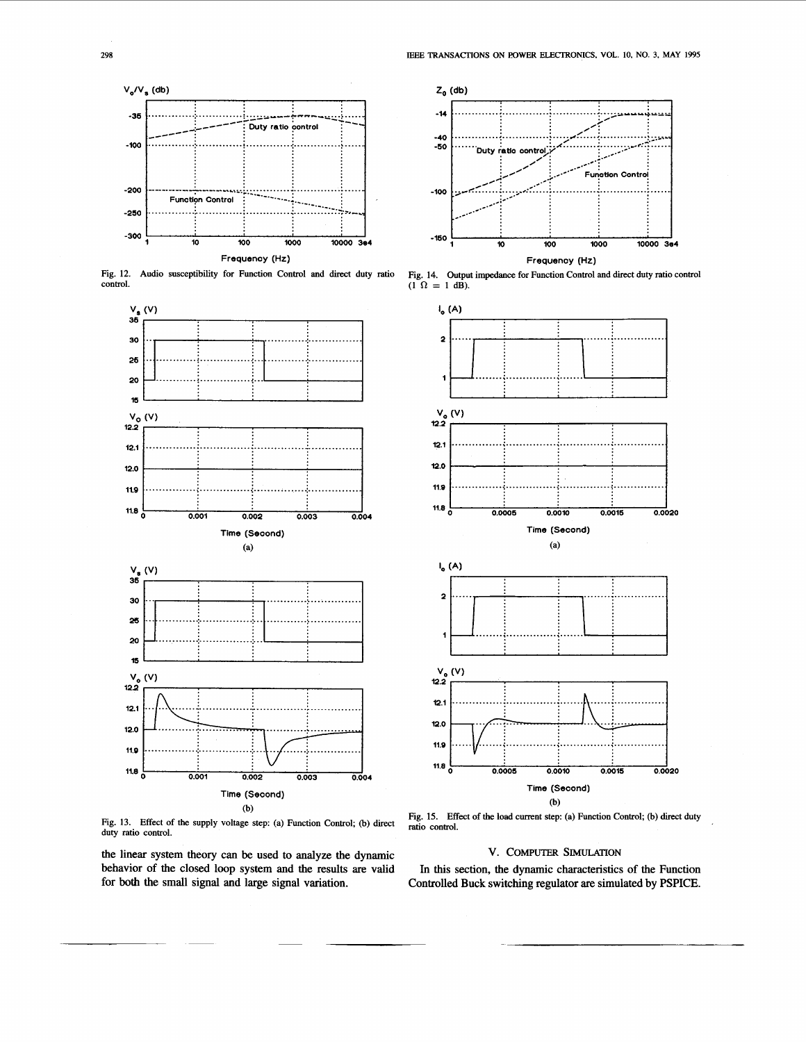Fig. 12. Audio susceptibility for Function Control and direct duty ratio control.

Fig. 14. Output impedance for Function Control and direct duty ratio control ($1\ \Omega = 1$ dB).

Fig. 13. Effect of the supply voltage step: (a) Function Control; (b) direct duty ratio control.

Fig. 15. Effect of the load current step: (a) Function Control; (b) direct duty ratio control.

the linear system theory can be used to analyze the dynamic behavior of the closed loop system and the results are valid for both the small signal and large signal variation.

## V. Computer Simulation

In this section, the dynamic characteristics of the Function Controlled Buck switching regulator are simulated by PSPICE.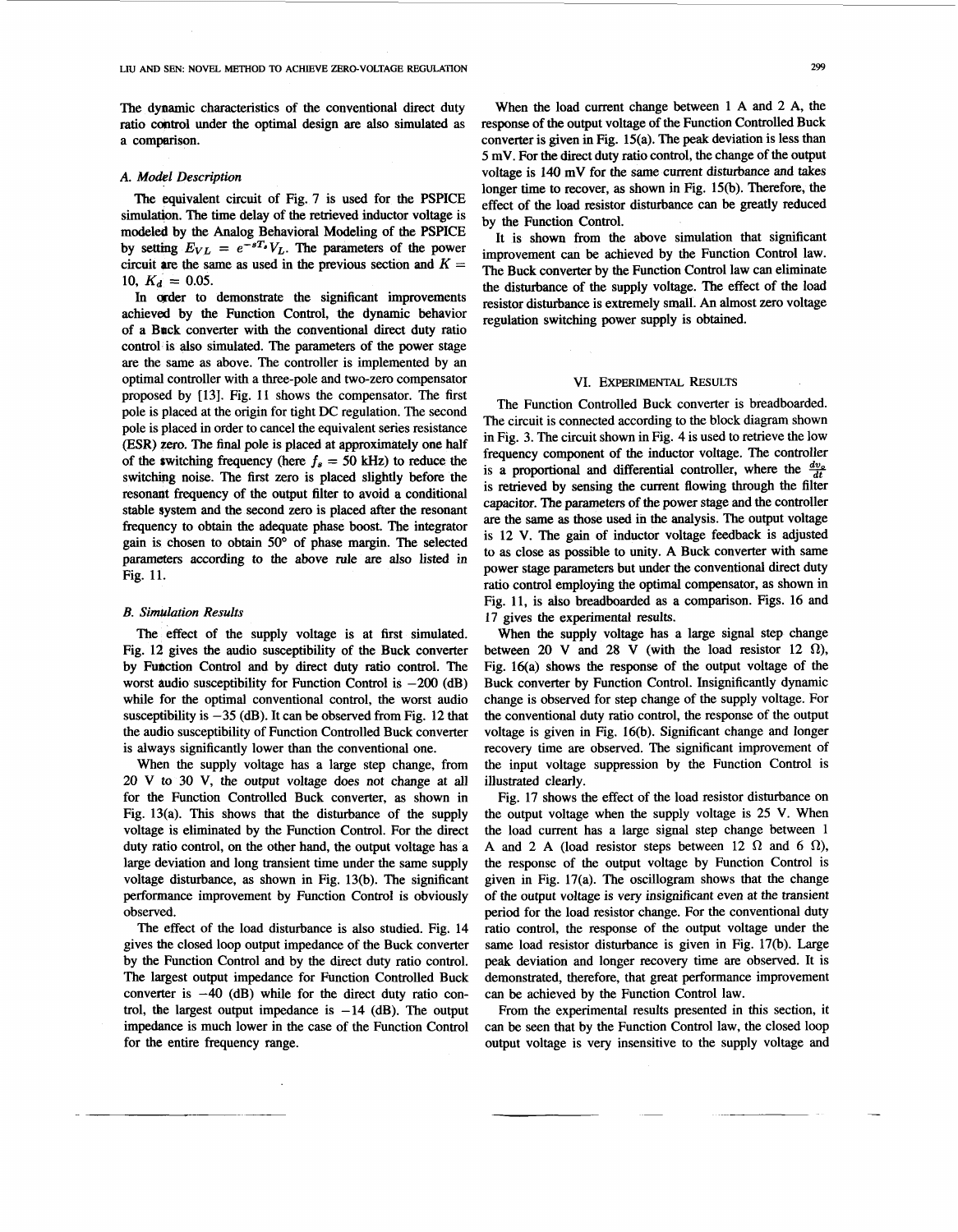The dynamic characteristics of the conventional direct duty ratio control under the optimal design are also simulated as a comparison.

### A. Model Description

The equivalent circuit of Fig. 7 is used for the PSPICE simulation. The time delay of the retrieved inductor voltage is modeled by the Analog Behavioral Modeling of the PSPICE by setting $E_{VL} = e^{-sT_s}V_L$. The parameters of the power circuit are the same as used in the previous section and $K = 10$, $K_d = 0.05$.

In order to demonstrate the significant improvements achieved by the Function Control, the dynamic behavior of a Buck converter with the conventional direct duty ratio control is also simulated. The parameters of the power stage are the same as above. The controller is implemented by an optimal controller with a three-pole and two-zero compensator proposed by [13]. Fig. 11 shows the compensator. The first pole is placed at the origin for tight DC regulation. The second pole is placed in order to cancel the equivalent series resistance (ESR) zero. The final pole is placed at approximately one half of the switching frequency (here $f_s = 50$ kHz) to reduce the switching noise. The first zero is placed slightly before the resonant frequency of the output filter to avoid a conditional stable system and the second zero is placed after the resonant frequency to obtain the adequate phase boost. The integrator gain is chosen to obtain 50° of phase margin. The selected parameters according to the above rule are also listed in Fig. 11.

### B. Simulation Results

The effect of the supply voltage is at first simulated. Fig. 12 gives the audio susceptibility of the Buck converter by Function Control and by direct duty ratio control. The worst audio susceptibility for Function Control is $-200$ (dB) while for the optimal conventional control, the worst audio susceptibility is $-35$ (dB). It can be observed from Fig. 12 that the audio susceptibility of Function Controlled Buck converter is always significantly lower than the conventional one.

When the supply voltage has a large step change, from 20 V to 30 V, the output voltage does not change at all for the Function Controlled Buck converter, as shown in Fig. 13(a). This shows that the disturbance of the supply voltage is eliminated by the Function Control. For the direct duty ratio control, on the other hand, the output voltage has a large deviation and long transient time under the same supply voltage disturbance, as shown in Fig. 13(b). The significant performance improvement by Function Control is obviously observed.

The effect of the load disturbance is also studied. Fig. 14 gives the closed loop output impedance of the Buck converter by the Function Control and by the direct duty ratio control. The largest output impedance for Function Controlled Buck converter is $-40$ (dB) while for the direct duty ratio control, the largest output impedance is $-14$ (dB). The output impedance is much lower in the case of the Function Control for the entire frequency range.

When the load current change between 1 A and 2 A, the response of the output voltage of the Function Controlled Buck converter is given in Fig. 15(a). The peak deviation is less than 5 mV. For the direct duty ratio control, the change of the output voltage is 140 mV for the same current disturbance and takes longer time to recover, as shown in Fig. 15(b). Therefore, the effect of the load resistor disturbance can be greatly reduced by the Function Control.

It is shown from the above simulation that significant improvement can be achieved by the Function Control law. The Buck converter by the Function Control law can eliminate the disturbance of the supply voltage. The effect of the load resistor disturbance is extremely small. An almost zero voltage regulation switching power supply is obtained.

## VI. Experimental Results

The Function Controlled Buck converter is breadboarded. The circuit is connected according to the block diagram shown in Fig. 3. The circuit shown in Fig. 4 is used to retrieve the low frequency component of the inductor voltage. The controller is a proportional and differential controller, where the $\frac{dv_o}{dt}$ is retrieved by sensing the current flowing through the filter capacitor. The parameters of the power stage and the controller are the same as those used in the analysis. The output voltage is 12 V. The gain of inductor voltage feedback is adjusted to as close as possible to unity. A Buck converter with same power stage parameters but under the conventional direct duty ratio control employing the optimal compensator, as shown in Fig. 11, is also breadboarded as a comparison. Figs. 16 and 17 gives the experimental results.

When the supply voltage has a large signal step change between 20 V and 28 V (with the load resistor 12 Ω), Fig. 16(a) shows the response of the output voltage of the Buck converter by Function Control. Insignificantly dynamic change is observed for step change of the supply voltage. For the conventional duty ratio control, the response of the output voltage is given in Fig. 16(b). Significant change and longer recovery time are observed. The significant improvement of the input voltage suppression by the Function Control is illustrated clearly.

Fig. 17 shows the effect of the load resistor disturbance on the output voltage when the supply voltage is 25 V. When the load current has a large signal step change between 1 A and 2 A (load resistor steps between 12 Ω and 6 Ω), the response of the output voltage by Function Control is given in Fig. 17(a). The oscillogram shows that the change of the output voltage is very insignificant even at the transient period for the load resistor change. For the conventional duty ratio control, the response of the output voltage under the same load resistor disturbance is given in Fig. 17(b). Large peak deviation and longer recovery time are observed. It is demonstrated, therefore, that great performance improvement can be achieved by the Function Control law.

From the experimental results presented in this section, it can be seen that by the Function Control law, the closed loop output voltage is very insensitive to the supply voltage and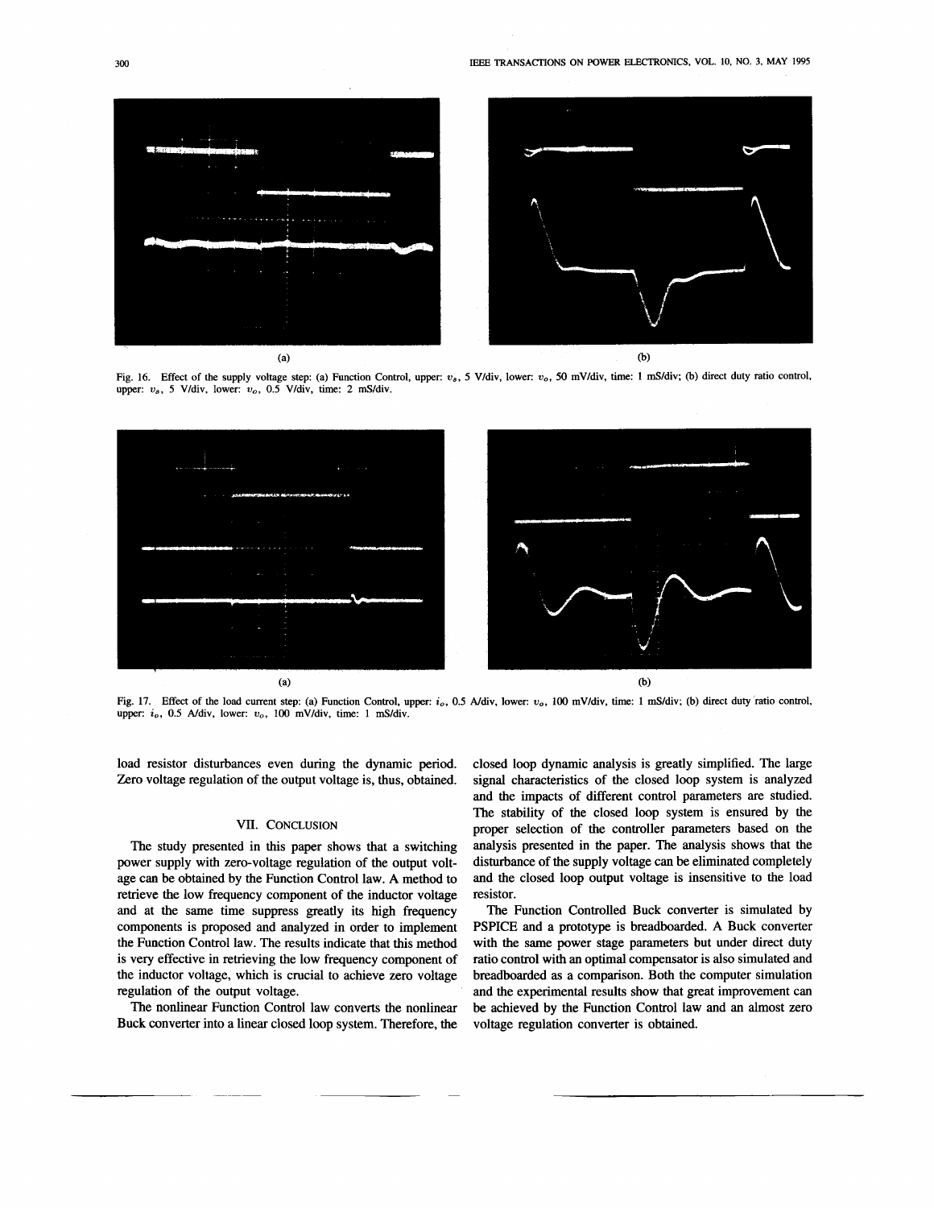Fig. 16. Effect of the supply voltage step: (a) Function Control, upper: $v_s$, 5 V/div, lower: $v_o$, 50 mV/div, time: 1 mS/div; (b) direct duty ratio control, upper: $v_s$, 5 V/div, lower: $v_o$, 0.5 V/div, time: 2 mS/div.

Fig. 17. Effect of the load current step: (a) Function Control, upper: $i_o$, 0.5 A/div, lower: $v_o$, 100 mV/div, time: 1 mS/div; (b) direct duty ratio control, upper: $i_o$, 0.5 A/div, lower: $v_o$, 100 mV/div, time: 1 mS/div.

load resistor disturbances even during the dynamic period. Zero voltage regulation of the output voltage is, thus, obtained.

## VII. Conclusion

The study presented in this paper shows that a switching power supply with zero-voltage regulation of the output voltage can be obtained by the Function Control law. A method to retrieve the low frequency component of the inductor voltage and at the same time suppress greatly its high frequency components is proposed and analyzed in order to implement the Function Control law. The results indicate that this method is very effective in retrieving the low frequency component of the inductor voltage, which is crucial to achieve zero voltage regulation of the output voltage.

The nonlinear Function Control law converts the nonlinear Buck converter into a linear closed loop system. Therefore, the closed loop dynamic analysis is greatly simplified. The large signal characteristics of the closed loop system is analyzed and the impacts of different control parameters are studied. The stability of the closed loop system is ensured by the proper selection of the controller parameters based on the analysis presented in the paper. The analysis shows that the disturbance of the supply voltage can be eliminated completely and the closed loop output voltage is insensitive to the load resistor.

The Function Controlled Buck converter is simulated by PSPICE and a prototype is breadboarded. A Buck converter with the same power stage parameters but under direct duty ratio control with an optimal compensator is also simulated and breadboarded as a comparison. Both the computer simulation and the experimental results show that great improvement can be achieved by the Function Control law and an almost zero voltage regulation converter is obtained.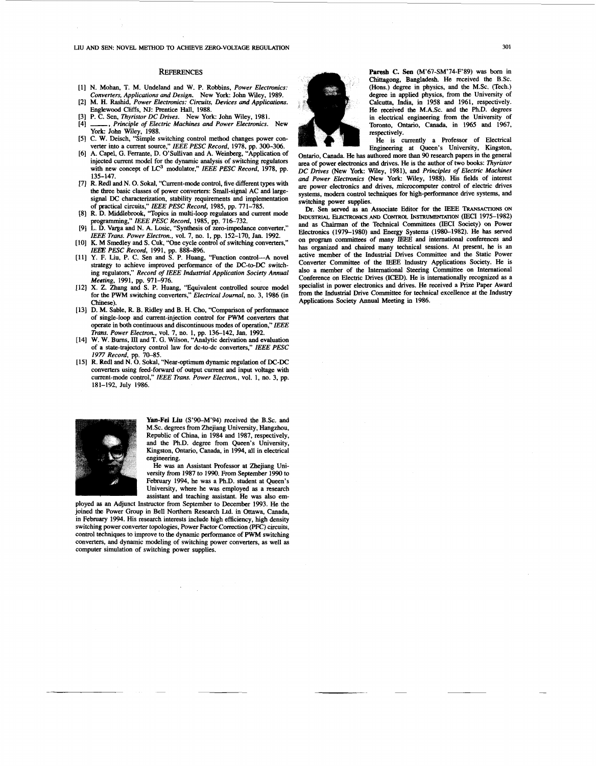## References

[1] N. Mohan, T. M. Undeland and W. P. Robbins, *Power Electronics: Converters, Applications and Design*. New York: John Wiley, 1989.

[2] M. H. Rashid, *Power Electronics: Circuits, Devices and Applications*. Englewood Cliffs, NJ: Prentice Hall, 1988.

[3] P. C. Sen, *Thyristor DC Drives*. New York: John Wiley, 1981.

[4] ——, *Principle of Electric Machines and Power Electronics*. New York: John Wiley, 1988.

[5] C. W. Deisch, "Simple switching control method changes power converter into a current source," *IEEE PESC Record*, 1978, pp. 300–306.

[6] A. Capel, G. Ferrante, D. O'Sullivan and A. Weinberg, "Application of injected current model for the dynamic analysis of switching regulators with new concept of $LC^3$ modulator," *IEEE PESC Record*, 1978, pp. 135–147.

[7] R. Redl and N. O. Sokal, "Current-mode control, five different types with the three basic classes of power converters: Small-signal AC and large-signal DC characterization, stability requirements and implementation of practical circuits," *IEEE PESC Record*, 1985, pp. 771–785.

[8] R. D. Middlebrook, "Topics in multi-loop regulators and current mode programming," *IEEE PESC Record*, 1985, pp. 716–732.

[9] L. D. Varga and N. A. Losic, "Synthesis of zero-impedance converter," *IEEE Trans. Power Electron.*, vol. 7, no. 1, pp. 152–170, Jan. 1992.

[10] K. M Smedley and S. Cuk, "One cycle control of switching converters," *IEEE PESC Record*, 1991, pp. 888–896.

[11] Y. F. Liu, P. C. Sen and S. P. Huang, "Function control—A novel strategy to achieve improved performance of the DC-to-DC switching regulators," *Record of IEEE Industrial Application Society Annual Meeting*, 1991, pp. 971–976.

[12] X. Z. Zhang and S. P. Huang, "Equivalent controlled source model for the PWM switching converters," *Electrical Journal*, no. 3, 1986 (in Chinese).

[13] D. M. Sable, R. B. Ridley and B. H. Cho, "Comparison of performance of single-loop and current-injection control for PWM converters that operate in both continuous and discontinuous modes of operation," *IEEE Trans. Power Electron.*, vol. 7, no. 1, pp. 136–142, Jan. 1992.

[14] W. W. Burns, III and T. G. Wilson, "Analytic derivation and evaluation of a state-trajectory control law for dc-to-dc converters," *IEEE PESC 1977 Record*, pp. 70–85.

[15] R. Redl and N. O. Sokal, "Near-optimum dynamic regulation of DC-DC converters using feed-forward of output current and input voltage with current-mode control," *IEEE Trans. Power Electron.*, vol. 1, no. 3, pp. 181–192, July 1986.

**Yan-Fei Liu** (S'90–M'94) received the B.Sc. and M.Sc. degrees from Zhejiang University, Hangzhou, Republic of China, in 1984 and 1987, respectively, and the Ph.D. degree from Queen's University, Kingston, Ontario, Canada, in 1994, all in electrical engineering.

He was an Assistant Professor at Zhejiang University from 1987 to 1990. From September 1990 to February 1994, he was a Ph.D. student at Queen's University, where he was employed as a research assistant and teaching assistant. He was also employed as an Adjunct Instructor from September to December 1993. He the joined the Power Group in Bell Northern Research Ltd. in Ottawa, Canada, in February 1994. His research interests include high efficiency, high density switching power converter topologies, Power Factor Correction (PFC) circuits, control techniques to improve to the dynamic performance of PWM switching converters, and dynamic modeling of switching power converters, as well as computer simulation of switching power supplies.

**Paresh C. Sen** (M'67-SM'74-F'89) was born in Chittagong, Bangladesh. He received the B.Sc. (Hons.) degree in physics, and the M.Sc. (Tech.) degree in applied physics, from the University of Calcutta, India, in 1958 and 1961, respectively. He received the M.A.Sc. and the Ph.D. degrees in electrical engineering from the University of Toronto, Ontario, Canada, in 1965 and 1967, respectively.

He is currently a Professor of Electrical Engineering at Queen's University, Kingston, Ontario, Canada. He has authored more than 90 research papers in the general area of power electronics and drives. He is the author of two books: *Thyristor DC Drives* (New York: Wiley, 1981), and *Principles of Electric Machines and Power Electronics* (New York: Wiley, 1988). His fields of interest are power electronics and drives, microcomputer control of electric drives systems, modern control techniques for high-performance drive systems, and switching power supplies.

Dr. Sen served as an Associate Editor for the IEEE Transactions on Industrial Electronics and Control Instrumentation (IECI 1975–1982) and as Chairman of the Technical Committees (IECI Society) on Power Electronics (1979–1980) and Energy Systems (1980–1982). He has served on program committees of many IEEE and international conferences and has organized and chaired many technical sessions. At present, he is an active member of the Industrial Drives Committee and the Static Power Converter Committee of the IEEE Industry Applications Society. He is also a member of the International Steering Committee on International Conference on Electric Drives (ICED). He is internationally recognized as a specialist in power electronics and drives. He received a Prize Paper Award from the Industrial Drive Committee for technical excellence at the Industry Applications Society Annual Meeting in 1986.